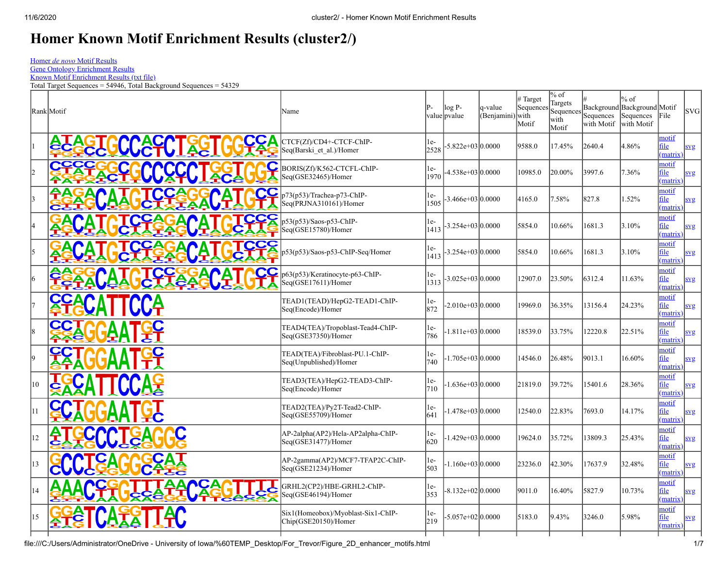# Homer Known Motif Enrichment Results (cluster2/)

Homer *de novo* Motif Results
Gene Ontology Enrichment Results
Known Motif Enrichment Results (txt file)
Total Target Sequences = 54946, Total Background Sequences = 54329

| Rank | Motif | Name | P-value | log P-pvalue | q-value (Benjamini) | # Target Sequences with Motif | % of Targets Sequences with Motif | # Background Sequences with Motif | % of Background Sequences with Motif | Motif File | SVG |
|---|---|---|---|---|---|---|---|---|---|---|---|
| 1 | | CTCF(Zf)/CD4+-CTCF-ChIP-Seq(Barski_et_al.)/Homer | 1e-2528 | -5.822e+03 | 0.0000 | 9588.0 | 17.45% | 2640.4 | 4.86% | motif file (matrix) | svg |
| 2 | | BORIS(Zf)/K562-CTCFL-ChIP-Seq(GSE32465)/Homer | 1e-1970 | -4.538e+03 | 0.0000 | 10985.0 | 20.00% | 3997.6 | 7.36% | motif file (matrix) | svg |
| 3 | | p73(p53)/Trachea-p73-ChIP-Seq(PRJNA310161)/Homer | 1e-1505 | -3.466e+03 | 0.0000 | 4165.0 | 7.58% | 827.8 | 1.52% | motif file (matrix) | svg |
| 4 | | p53(p53)/Saos-p53-ChIP-Seq(GSE15780)/Homer | 1e-1413 | -3.254e+03 | 0.0000 | 5854.0 | 10.66% | 1681.3 | 3.10% | motif file (matrix) | svg |
| 5 | | p53(p53)/Saos-p53-ChIP-Seq/Homer | 1e-1413 | -3.254e+03 | 0.0000 | 5854.0 | 10.66% | 1681.3 | 3.10% | motif file (matrix) | svg |
| 6 | | p63(p53)/Keratinocyte-p63-ChIP-Seq(GSE17611)/Homer | 1e-1313 | -3.025e+03 | 0.0000 | 12907.0 | 23.50% | 6312.4 | 11.63% | motif file (matrix) | svg |
| 7 | | TEAD1(TEAD)/HepG2-TEAD1-ChIP-Seq(Encode)/Homer | 1e-872 | -2.010e+03 | 0.0000 | 19969.0 | 36.35% | 13156.4 | 24.23% | motif file (matrix) | svg |
| 8 | | TEAD4(TEA)/Tropoblast-Tead4-ChIP-Seq(GSE37350)/Homer | 1e-786 | -1.811e+03 | 0.0000 | 18539.0 | 33.75% | 12220.8 | 22.51% | motif file (matrix) | svg |
| 9 | | TEAD(TEA)/Fibroblast-PU.1-ChIP-Seq(Unpublished)/Homer | 1e-740 | -1.705e+03 | 0.0000 | 14546.0 | 26.48% | 9013.1 | 16.60% | motif file (matrix) | svg |
| 10 | | TEAD3(TEA)/HepG2-TEAD3-ChIP-Seq(Encode)/Homer | 1e-710 | -1.636e+03 | 0.0000 | 21819.0 | 39.72% | 15401.6 | 28.36% | motif file (matrix) | svg |
| 11 | | TEAD2(TEA)/Py2T-Tead2-ChIP-Seq(GSE55709)/Homer | 1e-641 | -1.478e+03 | 0.0000 | 12540.0 | 22.83% | 7693.0 | 14.17% | motif file (matrix) | svg |
| 12 | | AP-2alpha(AP2)/Hela-AP2alpha-ChIP-Seq(GSE31477)/Homer | 1e-620 | -1.429e+03 | 0.0000 | 19624.0 | 35.72% | 13809.3 | 25.43% | motif file (matrix) | svg |
| 13 | | AP-2gamma(AP2)/MCF7-TFAP2C-ChIP-Seq(GSE21234)/Homer | 1e-503 | -1.160e+03 | 0.0000 | 23236.0 | 42.30% | 17637.9 | 32.48% | motif file (matrix) | svg |
| 14 | | GRHL2(CP2)/HBE-GRHL2-ChIP-Seq(GSE46194)/Homer | 1e-353 | -8.132e+02 | 0.0000 | 9011.0 | 16.40% | 5827.9 | 10.73% | motif file (matrix) | svg |
| 15 | | Six1(Homeobox)/Myoblast-Six1-ChIP-Chip(GSE20150)/Homer | 1e-219 | -5.057e+02 | 0.0000 | 5183.0 | 9.43% | 3246.0 | 5.98% | motif file (matrix) | svg |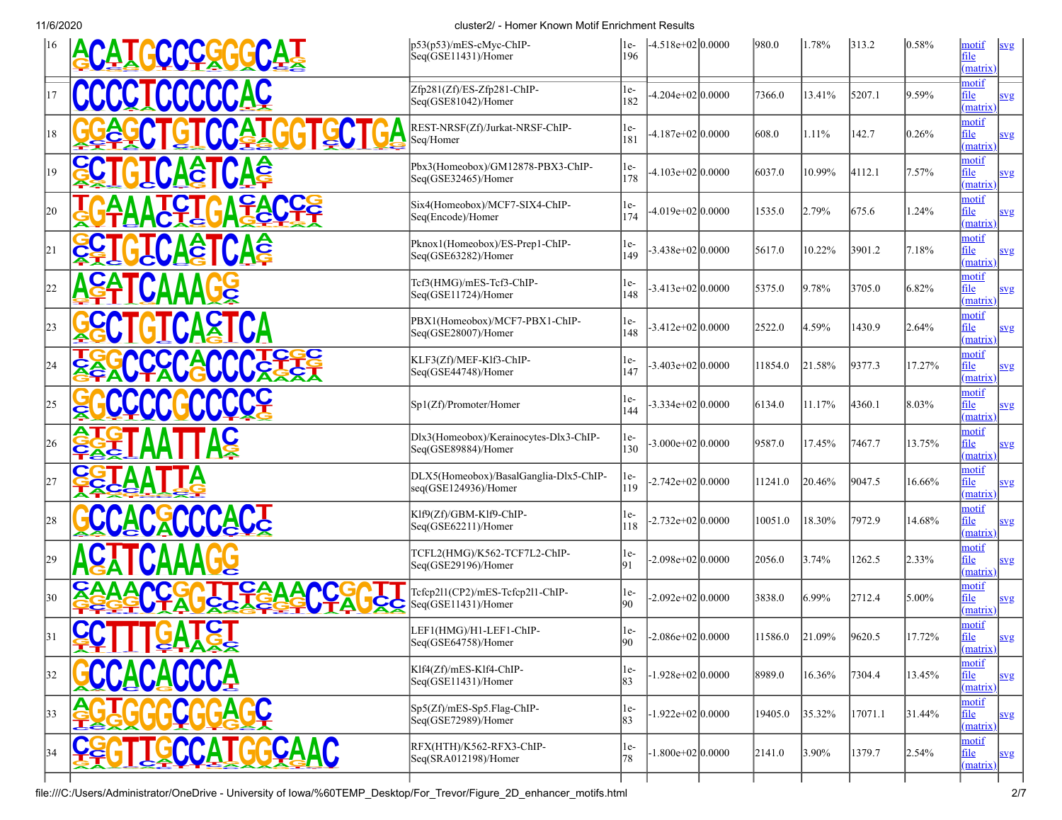| 16 | ACATGCCCGGGCAT | p53(p53)/mES-cMyc-ChIP-Seq(GSE11431)/Homer | 1e-196 | -4.518e+02 | 0.0000 | 980.0 | 1.78% | 313.2 | 0.58% | motif file (matrix) | svg |
|---|---|---|---|---|---|---|---|---|---|---|---|
| 17 | CCCCTCCCCCAC | Zfp281(Zf)/ES-Zfp281-ChIP-Seq(GSE81042)/Homer | 1e-182 | -4.204e+02 | 0.0000 | 7366.0 | 13.41% | 5207.1 | 9.59% | motif file (matrix) | svg |
| 18 | GGAGCTGTCCATGGTGCTGA | REST-NRSF(Zf)/Jurkat-NRSF-ChIP-Seq/Homer | 1e-181 | -4.187e+02 | 0.0000 | 608.0 | 1.11% | 142.7 | 0.26% | motif file (matrix) | svg |
| 19 | GCTGTCAATCAA | Pbx3(Homeobox)/GM12878-PBX3-ChIP-Seq(GSE32465)/Homer | 1e-178 | -4.103e+02 | 0.0000 | 6037.0 | 10.99% | 4112.1 | 7.57% | motif file (matrix) | svg |
| 20 | TGAAACTTGATACCG | Six4(Homeobox)/MCF7-SIX4-ChIP-Seq(Encode)/Homer | 1e-174 | -4.019e+02 | 0.0000 | 1535.0 | 2.79% | 675.6 | 1.24% | motif file (matrix) | svg |
| 21 | GCTGTCAATCAA | Pknox1(Homeobox)/ES-Prep1-ChIP-Seq(GSE63282)/Homer | 1e-149 | -3.438e+02 | 0.0000 | 5617.0 | 10.22% | 3901.2 | 7.18% | motif file (matrix) | svg |
| 22 | ACATCAAAGG | Tcf3(HMG)/mES-Tcf3-ChIP-Seq(GSE11724)/Homer | 1e-148 | -3.413e+02 | 0.0000 | 5375.0 | 9.78% | 3705.0 | 6.82% | motif file (matrix) | svg |
| 23 | GCCTGTCACTCA | PBX1(Homeobox)/MCF7-PBX1-ChIP-Seq(GSE28007)/Homer | 1e-148 | -3.412e+02 | 0.0000 | 2522.0 | 4.59% | 1430.9 | 2.64% | motif file (matrix) | svg |
| 24 | TGGCCCCACCCTCGC | KLF3(Zf)/MEF-Klf3-ChIP-Seq(GSE44748)/Homer | 1e-147 | -3.403e+02 | 0.0000 | 11854.0 | 21.58% | 9377.3 | 17.27% | motif file (matrix) | svg |
| 25 | GGCCCCGCCCCC | Sp1(Zf)/Promoter/Homer | 1e-144 | -3.334e+02 | 0.0000 | 6134.0 | 11.17% | 4360.1 | 8.03% | motif file (matrix) | svg |
| 26 | ATGTAATTAC | Dlx3(Homeobox)/Kerainocytes-Dlx3-ChIP-Seq(GSE89884)/Homer | 1e-130 | -3.000e+02 | 0.0000 | 9587.0 | 17.45% | 7467.7 | 13.75% | motif file (matrix) | svg |
| 27 | CGTAATTA | DLX5(Homeobox)/BasalGanglia-Dlx5-ChIP-seq(GSE124936)/Homer | 1e-119 | -2.742e+02 | 0.0000 | 11241.0 | 20.46% | 9047.5 | 16.66% | motif file (matrix) | svg |
| 28 | GCCACGCCCACT | Klf9(Zf)/GBM-Klf9-ChIP-Seq(GSE62211)/Homer | 1e-118 | -2.732e+02 | 0.0000 | 10051.0 | 18.30% | 7972.9 | 14.68% | motif file (matrix) | svg |
| 29 | ACTTCAAAGG | TCFL2(HMG)/K562-TCF7L2-ChIP-Seq(GSE29196)/Homer | 1e-91 | -2.098e+02 | 0.0000 | 2056.0 | 3.74% | 1262.5 | 2.33% | motif file (matrix) | svg |
| 30 | CAAACCGGTTCAACCGGTT | Tcfcp2l1(CP2)/mES-Tcfcp2l1-ChIP-Seq(GSE11431)/Homer | 1e-90 | -2.092e+02 | 0.0000 | 3838.0 | 6.99% | 2712.4 | 5.00% | motif file (matrix) | svg |
| 31 | CCTTTGATGT | LEF1(HMG)/H1-LEF1-ChIP-Seq(GSE64758)/Homer | 1e-90 | -2.086e+02 | 0.0000 | 11586.0 | 21.09% | 9620.5 | 17.72% | motif file (matrix) | svg |
| 32 | GCCACACCCA | Klf4(Zf)/mES-Klf4-ChIP-Seq(GSE11431)/Homer | 1e-83 | -1.928e+02 | 0.0000 | 8989.0 | 16.36% | 7304.4 | 13.45% | motif file (matrix) | svg |
| 33 | AGTGGGCGGAGC | Sp5(Zf)/mES-Sp5.Flag-ChIP-Seq(GSE72989)/Homer | 1e-83 | -1.922e+02 | 0.0000 | 19405.0 | 35.32% | 17071.1 | 31.44% | motif file (matrix) | svg |
| 34 | CGGTTGCCATGGCAAC | RFX(HTH)/K562-RFX3-ChIP-Seq(SRA012198)/Homer | 1e-78 | -1.800e+02 | 0.0000 | 2141.0 | 3.90% | 1379.7 | 2.54% | motif file (matrix) | svg |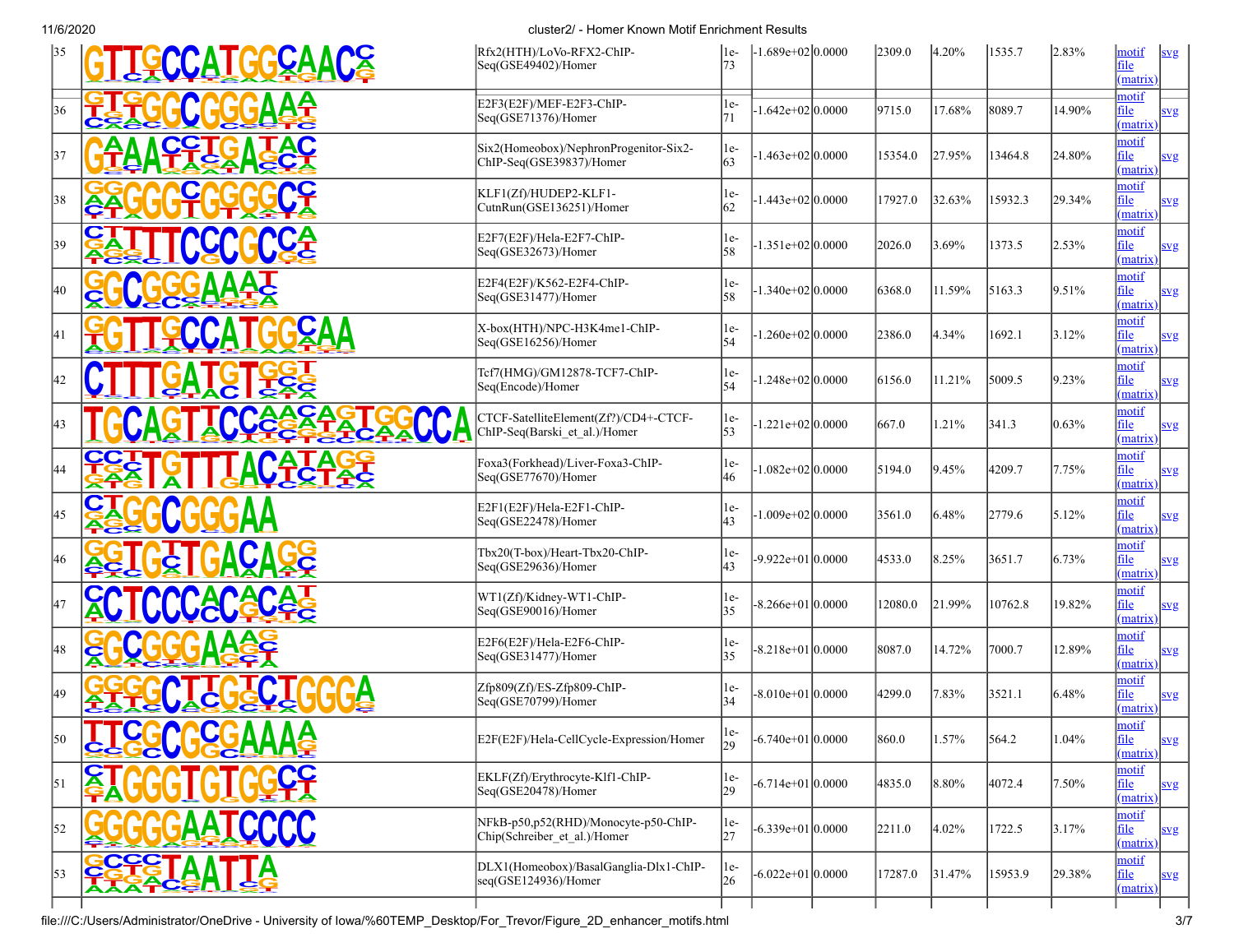| 35 | GTTGCCATGGCAACC | Rfx2(HTH)/LoVo-RFX2-ChIP-Seq(GSE49402)/Homer | 1e-73 | -1.689e+02 | 0.0000 | 2309.0 | 4.20% | 1535.7 | 2.83% | motif file (matrix) | svg |
|---|---|---|---|---|---|---|---|---|---|---|---|
| 36 | GTGGCGGGAAA | E2F3(E2F)/MEF-E2F3-ChIP-Seq(GSE71376)/Homer | 1e-71 | -1.642e+02 | 0.0000 | 9715.0 | 17.68% | 8089.7 | 14.90% | motif file (matrix) | svg |
| 37 | GTAATCTGATAC | Six2(Homeobox)/NephronProgenitor-Six2-ChIP-Seq(GSE39837)/Homer | 1e-63 | -1.463e+02 | 0.0000 | 15354.0 | 27.95% | 13464.8 | 24.80% | motif file (matrix) | svg |
| 38 | GAGGGCGGGGCC | KLF1(Zf)/HUDEP2-KLF1-CutnRun(GSE136251)/Homer | 1e-62 | -1.443e+02 | 0.0000 | 17927.0 | 32.63% | 15932.3 | 29.34% | motif file (matrix) | svg |
| 39 | CTTTTCCCGCCA | E2F7(E2F)/Hela-E2F7-ChIP-Seq(GSE32673)/Homer | 1e-58 | -1.351e+02 | 0.0000 | 2026.0 | 3.69% | 1373.5 | 2.53% | motif file (matrix) | svg |
| 40 | GGCGGGAAAT | E2F4(E2F)/K562-E2F4-ChIP-Seq(GSE31477)/Homer | 1e-58 | -1.340e+02 | 0.0000 | 6368.0 | 11.59% | 5163.3 | 9.51% | motif file (matrix) | svg |
| 41 | GGTTGCCATGGCAA | X-box(HTH)/NPC-H3K4me1-ChIP-Seq(GSE16256)/Homer | 1e-54 | -1.260e+02 | 0.0000 | 2386.0 | 4.34% | 1692.1 | 3.12% | motif file (matrix) | svg |
| 42 | CTTTGATGTGGT | Tcf7(HMG)/GM12878-TCF7-ChIP-Seq(Encode)/Homer | 1e-54 | -1.248e+02 | 0.0000 | 6156.0 | 11.21% | 5009.5 | 9.23% | motif file (matrix) | svg |
| 43 | TGCAGTTCCAACATGGCCA | CTCF-SatelliteElement(Zf?)/CD4+-CTCF-ChIP-Seq(Barski_et_al.)/Homer | 1e-53 | -1.221e+02 | 0.0000 | 667.0 | 1.21% | 341.3 | 0.63% | motif file (matrix) | svg |
| 44 | CCTTGTTTACATAGG | Foxa3(Forkhead)/Liver-Foxa3-ChIP-Seq(GSE77670)/Homer | 1e-46 | -1.082e+02 | 0.0000 | 5194.0 | 9.45% | 4209.7 | 7.75% | motif file (matrix) | svg |
| 45 | CTGGCGGGAA | E2F1(E2F)/Hela-E2F1-ChIP-Seq(GSE22478)/Homer | 1e-43 | -1.009e+02 | 0.0000 | 3561.0 | 6.48% | 2779.6 | 5.12% | motif file (matrix) | svg |
| 46 | GGTGTTGACAGG | Tbx20(T-box)/Heart-Tbx20-ChIP-Seq(GSE29636)/Homer | 1e-43 | -9.922e+01 | 0.0000 | 4533.0 | 8.25% | 3651.7 | 6.73% | motif file (matrix) | svg |
| 47 | CCTCCCACACAT | WT1(Zf)/Kidney-WT1-ChIP-Seq(GSE90016)/Homer | 1e-35 | -8.266e+01 | 0.0000 | 12080.0 | 21.99% | 10762.8 | 19.82% | motif file (matrix) | svg |
| 48 | GGCGGGAAGC | E2F6(E2F)/Hela-E2F6-ChIP-Seq(GSE31477)/Homer | 1e-35 | -8.218e+01 | 0.0000 | 8087.0 | 14.72% | 7000.7 | 12.89% | motif file (matrix) | svg |
| 49 | GGGGCTTGTCTGGGA | Zfp809(Zf)/ES-Zfp809-ChIP-Seq(GSE70799)/Homer | 1e-34 | -8.010e+01 | 0.0000 | 4299.0 | 7.83% | 3521.1 | 6.48% | motif file (matrix) | svg |
| 50 | TTCGCGCGAAAA | E2F(E2F)/Hela-CellCycle-Expression/Homer | 1e-29 | -6.740e+01 | 0.0000 | 860.0 | 1.57% | 564.2 | 1.04% | motif file (matrix) | svg |
| 51 | CTGGGTGTGGCC | EKLF(Zf)/Erythrocyte-Klf1-ChIP-Seq(GSE20478)/Homer | 1e-29 | -6.714e+01 | 0.0000 | 4835.0 | 8.80% | 4072.4 | 7.50% | motif file (matrix) | svg |
| 52 | GGGGGAATCCCC | NFkB-p50,p52(RHD)/Monocyte-p50-ChIP-Chip(Schreiber_et_al.)/Homer | 1e-27 | -6.339e+01 | 0.0000 | 2211.0 | 4.02% | 1722.5 | 3.17% | motif file (matrix) | svg |
| 53 | GCCCTAATTA | DLX1(Homeobox)/BasalGanglia-Dlx1-ChIP-seq(GSE124936)/Homer | 1e-26 | -6.022e+01 | 0.0000 | 17287.0 | 31.47% | 15953.9 | 29.38% | motif file (matrix) | svg |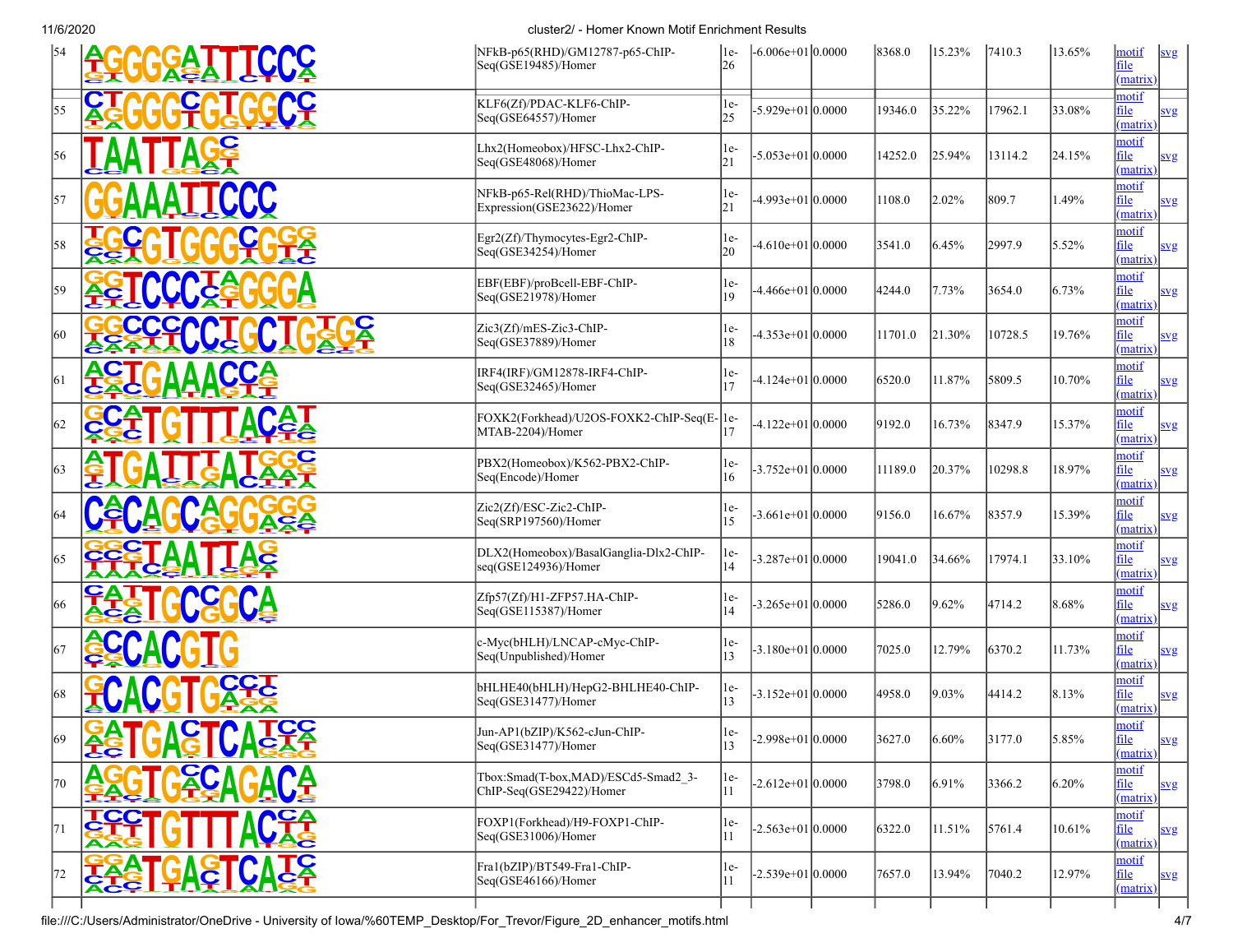| Rank | Motif | Name | P-value | Log P-value | q-value (Benjamini) | # Target Sequences with Motif | % of Targets Sequences with Motif | # Background Sequences with Motif | % of Background Sequences with Motif | Motif File | SVG |
|---|---|---|---|---|---|---|---|---|---|---|---|
| 54 | AGGGGATTTCCC | NFkB-p65(RHD)/GM12787-p65-ChIP-Seq(GSE19485)/Homer | 1e-26 | -6.006e+01 | 0.0000 | 8368.0 | 15.23% | 7410.3 | 13.65% | motif file (matrix) | svg |
| 55 | CTGGGCGTGGCT | KLF6(Zf)/PDAC-KLF6-ChIP-Seq(GSE64557)/Homer | 1e-25 | -5.929e+01 | 0.0000 | 19346.0 | 35.22% | 17962.1 | 33.08% | motif file (matrix) | svg |
| 56 | TAATTAGC | Lhx2(Homeobox)/HFSC-Lhx2-ChIP-Seq(GSE48068)/Homer | 1e-21 | -5.053e+01 | 0.0000 | 14252.0 | 25.94% | 13114.2 | 24.15% | motif file (matrix) | svg |
| 57 | GGAAATTCCC | NFkB-p65-Rel(RHD)/ThioMac-LPS-Expression(GSE23622)/Homer | 1e-21 | -4.993e+01 | 0.0000 | 1108.0 | 2.02% | 809.7 | 1.49% | motif file (matrix) | svg |
| 58 | TGCGTGGGCGGG | Egr2(Zf)/Thymocytes-Egr2-ChIP-Seq(GSE34254)/Homer | 1e-20 | -4.610e+01 | 0.0000 | 3541.0 | 6.45% | 2997.9 | 5.52% | motif file (matrix) | svg |
| 59 | GGTCCCTAGGGA | EBF(EBF)/proBcell-EBF-ChIP-Seq(GSE21978)/Homer | 1e-19 | -4.466e+01 | 0.0000 | 4244.0 | 7.73% | 3654.0 | 6.73% | motif file (matrix) | svg |
| 60 | GGCCCCCTGCTGTGC | Zic3(Zf)/mES-Zic3-ChIP-Seq(GSE37889)/Homer | 1e-18 | -4.353e+01 | 0.0000 | 11701.0 | 21.30% | 10728.5 | 19.76% | motif file (matrix) | svg |
| 61 | ACTGAAACCA | IRF4(IRF)/GM12878-IRF4-ChIP-Seq(GSE32465)/Homer | 1e-17 | -4.124e+01 | 0.0000 | 6520.0 | 11.87% | 5809.5 | 10.70% | motif file (matrix) | svg |
| 62 | GCATGTTTACAT | FOXK2(Forkhead)/U2OS-FOXK2-ChIP-Seq(E-MTAB-2204)/Homer | 1e-17 | -4.122e+01 | 0.0000 | 9192.0 | 16.73% | 8347.9 | 15.37% | motif file (matrix) | svg |
| 63 | ATGATTGATGGC | PBX2(Homeobox)/K562-PBX2-ChIP-Seq(Encode)/Homer | 1e-16 | -3.752e+01 | 0.0000 | 11189.0 | 20.37% | 10298.8 | 18.97% | motif file (matrix) | svg |
| 64 | CACAGCAGGGGG | Zic2(Zf)/ESC-Zic2-ChIP-Seq(SRP197560)/Homer | 1e-15 | -3.661e+01 | 0.0000 | 9156.0 | 16.67% | 8357.9 | 15.39% | motif file (matrix) | svg |
| 65 | GGCTAATTAG | DLX2(Homeobox)/BasalGanglia-Dlx2-ChIP-seq(GSE124936)/Homer | 1e-14 | -3.287e+01 | 0.0000 | 19041.0 | 34.66% | 17974.1 | 33.10% | motif file (matrix) | svg |
| 66 | CATTGCCGCA | Zfp57(Zf)/H1-ZFP57.HA-ChIP-Seq(GSE115387)/Homer | 1e-14 | -3.265e+01 | 0.0000 | 5286.0 | 9.62% | 4714.2 | 8.68% | motif file (matrix) | svg |
| 67 | ACCACGTG | c-Myc(bHLH)/LNCAP-cMyc-ChIP-Seq(Unpublished)/Homer | 1e-13 | -3.180e+01 | 0.0000 | 7025.0 | 12.79% | 6370.2 | 11.73% | motif file (matrix) | svg |
| 68 | GCACGTGCCT | bHLHE40(bHLH)/HepG2-BHLHE40-ChIP-Seq(GSE31477)/Homer | 1e-13 | -3.152e+01 | 0.0000 | 4958.0 | 9.03% | 4414.2 | 8.13% | motif file (matrix) | svg |
| 69 | GATGACTCATCC | Jun-AP1(bZIP)/K562-cJun-ChIP-Seq(GSE31477)/Homer | 1e-13 | -2.998e+01 | 0.0000 | 3627.0 | 6.60% | 3177.0 | 5.85% | motif file (matrix) | svg |
| 70 | AGGTGCCAGACA | Tbox:Smad(T-box,MAD)/ESCd5-Smad2_3-ChIP-Seq(GSE29422)/Homer | 1e-11 | -2.612e+01 | 0.0000 | 3798.0 | 6.91% | 3366.2 | 6.20% | motif file (matrix) | svg |
| 71 | TCCTGTTTACTA | FOXP1(Forkhead)/H9-FOXP1-ChIP-Seq(GSE31006)/Homer | 1e-11 | -2.563e+01 | 0.0000 | 6322.0 | 11.51% | 5761.4 | 10.61% | motif file (matrix) | svg |
| 72 | GGATGACTCATC | Fra1(bZIP)/BT549-Fra1-ChIP-Seq(GSE46166)/Homer | 1e-11 | -2.539e+01 | 0.0000 | 7657.0 | 13.94% | 7040.2 | 12.97% | motif file (matrix) | svg |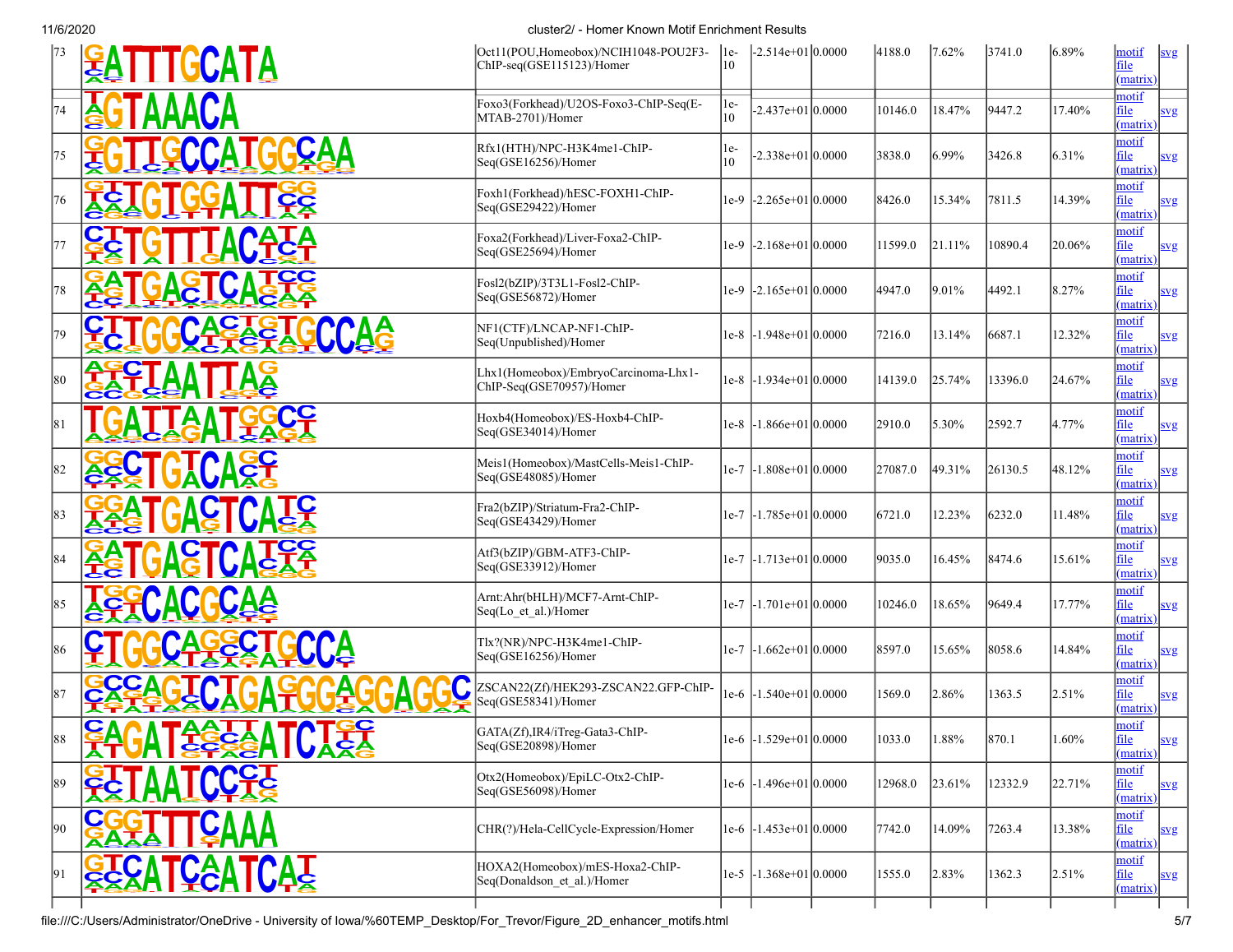| | | | | | | | | | | | |
|---|---|---|---|---|---|---|---|---|---|---|---|
| 73 | GATTTGCATA | Oct11(POU,Homeobox)/NCIH1048-POU2F3-ChIP-seq(GSE115123)/Homer | 1e-10 | -2.514e+01 | 0.0000 | 4188.0 | 7.62% | 3741.0 | 6.89% | motif file (matrix) | svg |
| 74 | AGTAAACA | Foxo3(Forkhead)/U2OS-Foxo3-ChIP-Seq(E-MTAB-2701)/Homer | 1e-10 | -2.437e+01 | 0.0000 | 10146.0 | 18.47% | 9447.2 | 17.40% | motif file (matrix) | svg |
| 75 | GGTTGCCATGGCAA | Rfx1(HTH)/NPC-H3K4me1-ChIP-Seq(GSE16256)/Homer | 1e-10 | -2.338e+01 | 0.0000 | 3838.0 | 6.99% | 3426.8 | 6.31% | motif file (matrix) | svg |
| 76 | GTTGTGGATTGG | Foxh1(Forkhead)/hESC-FOXH1-ChIP-Seq(GSE29422)/Homer | 1e-9 | -2.265e+01 | 0.0000 | 8426.0 | 15.34% | 7811.5 | 14.39% | motif file (matrix) | svg |
| 77 | CTTGTTTACATA | Foxa2(Forkhead)/Liver-Foxa2-ChIP-Seq(GSE25694)/Homer | 1e-9 | -2.168e+01 | 0.0000 | 11599.0 | 21.11% | 10890.4 | 20.06% | motif file (matrix) | svg |
| 78 | GATGAGTCATCC | Fosl2(bZIP)/3T3L1-Fosl2-ChIP-Seq(GSE56872)/Homer | 1e-9 | -2.165e+01 | 0.0000 | 4947.0 | 9.01% | 4492.1 | 8.27% | motif file (matrix) | svg |
| 79 | CTTGGCACTGTGCCAA | NF1(CTF)/LNCAP-NF1-ChIP-Seq(Unpublished)/Homer | 1e-8 | -1.948e+01 | 0.0000 | 7216.0 | 13.14% | 6687.1 | 12.32% | motif file (matrix) | svg |
| 80 | AGCTAATTAG | Lhx1(Homeobox)/EmbryoCarcinoma-Lhx1-ChIP-Seq(GSE70957)/Homer | 1e-8 | -1.934e+01 | 0.0000 | 14139.0 | 25.74% | 13396.0 | 24.67% | motif file (matrix) | svg |
| 81 | TGATTAATGGCC | Hoxb4(Homeobox)/ES-Hoxb4-ChIP-Seq(GSE34014)/Homer | 1e-8 | -1.866e+01 | 0.0000 | 2910.0 | 5.30% | 2592.7 | 4.77% | motif file (matrix) | svg |
| 82 | GGCTGTCAGC | Meis1(Homeobox)/MastCells-Meis1-ChIP-Seq(GSE48085)/Homer | 1e-7 | -1.808e+01 | 0.0000 | 27087.0 | 49.31% | 26130.5 | 48.12% | motif file (matrix) | svg |
| 83 | GGATGACTCATC | Fra2(bZIP)/Striatum-Fra2-ChIP-Seq(GSE43429)/Homer | 1e-7 | -1.785e+01 | 0.0000 | 6721.0 | 12.23% | 6232.0 | 11.48% | motif file (matrix) | svg |
| 84 | GATGACTCATCC | Atf3(bZIP)/GBM-ATF3-ChIP-Seq(GSE33912)/Homer | 1e-7 | -1.713e+01 | 0.0000 | 9035.0 | 16.45% | 8474.6 | 15.61% | motif file (matrix) | svg |
| 85 | TGGCACGCAA | Arnt:Ahr(bHLH)/MCF7-Arnt-ChIP-Seq(Lo_et_al.)/Homer | 1e-7 | -1.701e+01 | 0.0000 | 10246.0 | 18.65% | 9649.4 | 17.77% | motif file (matrix) | svg |
| 86 | CTGGCAGGCTGCCA | Tlx?(NR)/NPC-H3K4me1-ChIP-Seq(GSE16256)/Homer | 1e-7 | -1.662e+01 | 0.0000 | 8597.0 | 15.65% | 8058.6 | 14.84% | motif file (matrix) | svg |
| 87 | GCCAGTCTGAGGAGGAGGC | ZSCAN22(Zf)/HEK293-ZSCAN22.GFP-ChIP-Seq(GSE58341)/Homer | 1e-6 | -1.540e+01 | 0.0000 | 1569.0 | 2.86% | 1363.5 | 2.51% | motif file (matrix) | svg |
| 88 | CAGATAATAATCTGC | GATA(Zf),IR4/iTreg-Gata3-ChIP-Seq(GSE20898)/Homer | 1e-6 | -1.529e+01 | 0.0000 | 1033.0 | 1.88% | 870.1 | 1.60% | motif file (matrix) | svg |
| 89 | GCTAATCCCT | Otx2(Homeobox)/EpiLC-Otx2-ChIP-Seq(GSE56098)/Homer | 1e-6 | -1.496e+01 | 0.0000 | 12968.0 | 23.61% | 12332.9 | 22.71% | motif file (matrix) | svg |
| 90 | CGGTTTCAAA | CHR(?)/Hela-CellCycle-Expression/Homer | 1e-6 | -1.453e+01 | 0.0000 | 7742.0 | 14.09% | 7263.4 | 13.38% | motif file (matrix) | svg |
| 91 | GTCATCAATCAT | HOXA2(Homeobox)/mES-Hoxa2-ChIP-Seq(Donaldson_et_al.)/Homer | 1e-5 | -1.368e+01 | 0.0000 | 1555.0 | 2.83% | 1362.3 | 2.51% | motif file (matrix) | svg |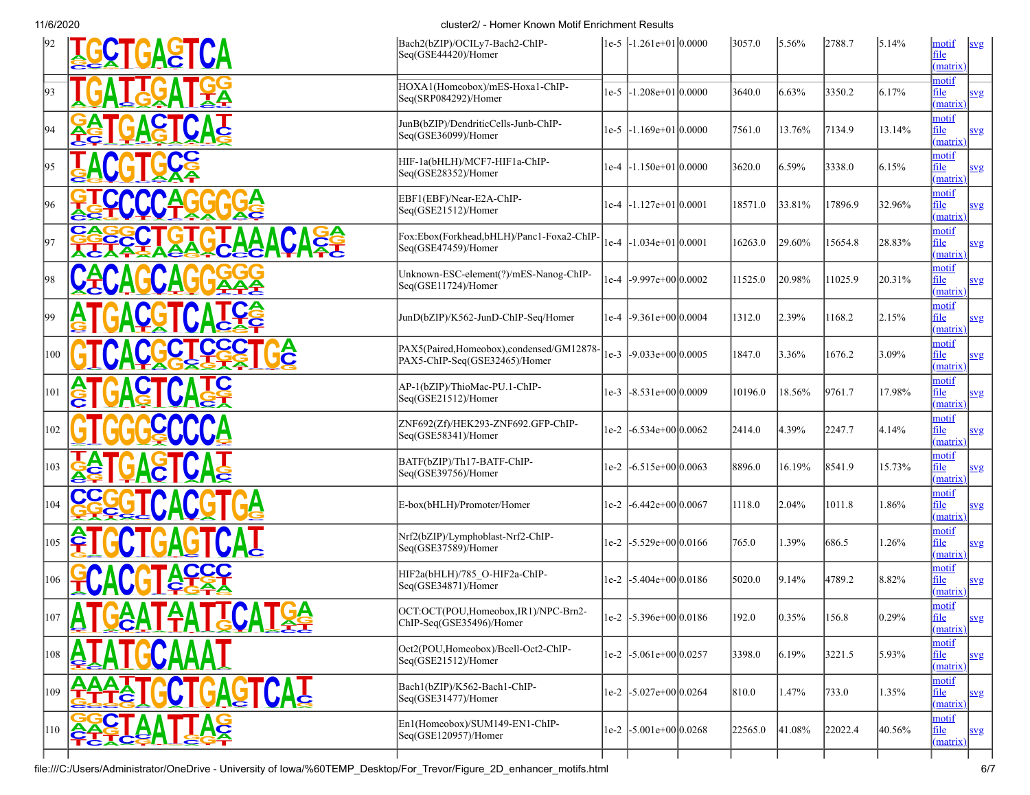| Rank | Motif | Name | P-value | log P-value | q-value | # Target Sequences with Motif | % of Targets Sequences with Motif | # Background Sequences with Motif | % of Background Sequences with Motif | Motif File | SVG |
|---|---|---|---|---|---|---|---|---|---|---|---|
| 92 | TGCTGAGTCA | Bach2(bZIP)/OCILy7-Bach2-ChIP-Seq(GSE44420)/Homer | 1e-5 | -1.261e+01 | 0.0000 | 3057.0 | 5.56% | 2788.7 | 5.14% | motif file (matrix) | svg |
| 93 | TGATTGATGG | HOXA1(Homeobox)/mES-Hoxa1-ChIP-Seq(SRP084292)/Homer | 1e-5 | -1.208e+01 | 0.0000 | 3640.0 | 6.63% | 3350.2 | 6.17% | motif file (matrix) | svg |
| 94 | GATGACTCAT | JunB(bZIP)/DendriticCells-Junb-ChIP-Seq(GSE36099)/Homer | 1e-5 | -1.169e+01 | 0.0000 | 7561.0 | 13.76% | 7134.9 | 13.14% | motif file (matrix) | svg |
| 95 | TACGTGCC | HIF-1a(bHLH)/MCF7-HIF1a-ChIP-Seq(GSE28352)/Homer | 1e-4 | -1.150e+01 | 0.0000 | 3620.0 | 6.59% | 3338.0 | 6.15% | motif file (matrix) | svg |
| 96 | GTCCCCAGGGGA | EBF1(EBF)/Near-E2A-ChIP-Seq(GSE21512)/Homer | 1e-4 | -1.127e+01 | 0.0001 | 18571.0 | 33.81% | 17896.9 | 32.96% | motif file (matrix) | svg |
| 97 | CAGGCTGTGTAAACAGA | Fox:Ebox(Forkhead,bHLH)/Panc1-Foxa2-ChIP-Seq(GSE47459)/Homer | 1e-4 | -1.034e+01 | 0.0001 | 16263.0 | 29.60% | 15654.8 | 28.83% | motif file (matrix) | svg |
| 98 | CACAGCAGGGGG | Unknown-ESC-element(?)/mES-Nanog-ChIP-Seq(GSE11724)/Homer | 1e-4 | -9.997e+00 | 0.0002 | 11525.0 | 20.98% | 11025.9 | 20.31% | motif file (matrix) | svg |
| 99 | ATGACGTCATCA | JunD(bZIP)/K562-JunD-ChIP-Seq/Homer | 1e-4 | -9.361e+00 | 0.0004 | 1312.0 | 2.39% | 1168.2 | 2.15% | motif file (matrix) | svg |
| 100 | GTCACGCTCCCTGA | PAX5(Paired,Homeobox),condensed/GM12878-PAX5-ChIP-Seq(GSE32465)/Homer | 1e-3 | -9.033e+00 | 0.0005 | 1847.0 | 3.36% | 1676.2 | 3.09% | motif file (matrix) | svg |
| 101 | ATGACTCATC | AP-1(bZIP)/ThioMac-PU.1-ChIP-Seq(GSE21512)/Homer | 1e-3 | -8.531e+00 | 0.0009 | 10196.0 | 18.56% | 9761.7 | 17.98% | motif file (matrix) | svg |
| 102 | GTGGGCCCCA | ZNF692(Zf)/HEK293-ZNF692.GFP-ChIP-Seq(GSE58341)/Homer | 1e-2 | -6.534e+00 | 0.0062 | 2414.0 | 4.39% | 2247.7 | 4.14% | motif file (matrix) | svg |
| 103 | TATGACTCAT | BATF(bZIP)/Th17-BATF-ChIP-Seq(GSE39756)/Homer | 1e-2 | -6.515e+00 | 0.0063 | 8896.0 | 16.19% | 8541.9 | 15.73% | motif file (matrix) | svg |
| 104 | CCGGTCACGTGA | E-box(bHLH)/Promoter/Homer | 1e-2 | -6.442e+00 | 0.0067 | 1118.0 | 2.04% | 1011.8 | 1.86% | motif file (matrix) | svg |
| 105 | ATGCTGAGTCAT | Nrf2(bZIP)/Lymphoblast-Nrf2-ChIP-Seq(GSE37589)/Homer | 1e-2 | -5.529e+00 | 0.0166 | 765.0 | 1.39% | 686.5 | 1.26% | motif file (matrix) | svg |
| 106 | GCACGTACCC | HIF2a(bHLH)/785_O-HIF2a-ChIP-Seq(GSE34871)/Homer | 1e-2 | -5.404e+00 | 0.0186 | 5020.0 | 9.14% | 4789.2 | 8.82% | motif file (matrix) | svg |
| 107 | ATGAATAATTCATGA | OCT:OCT(POU,Homeobox,IR1)/NPC-Brn2-ChIP-Seq(GSE35496)/Homer | 1e-2 | -5.396e+00 | 0.0186 | 192.0 | 0.35% | 156.8 | 0.29% | motif file (matrix) | svg |
| 108 | ATATGCAAAT | Oct2(POU,Homeobox)/Bcell-Oct2-ChIP-Seq(GSE21512)/Homer | 1e-2 | -5.061e+00 | 0.0257 | 3398.0 | 6.19% | 3221.5 | 5.93% | motif file (matrix) | svg |
| 109 | AAAATGCTGAGTCAT | Bach1(bZIP)/K562-Bach1-ChIP-Seq(GSE31477)/Homer | 1e-2 | -5.027e+00 | 0.0264 | 810.0 | 1.47% | 733.0 | 1.35% | motif file (matrix) | svg |
| 110 | GGCTAATTAG | En1(Homeobox)/SUM149-EN1-ChIP-Seq(GSE120957)/Homer | 1e-2 | -5.001e+00 | 0.0268 | 22565.0 | 41.08% | 22022.4 | 40.56% | motif file (matrix) | svg |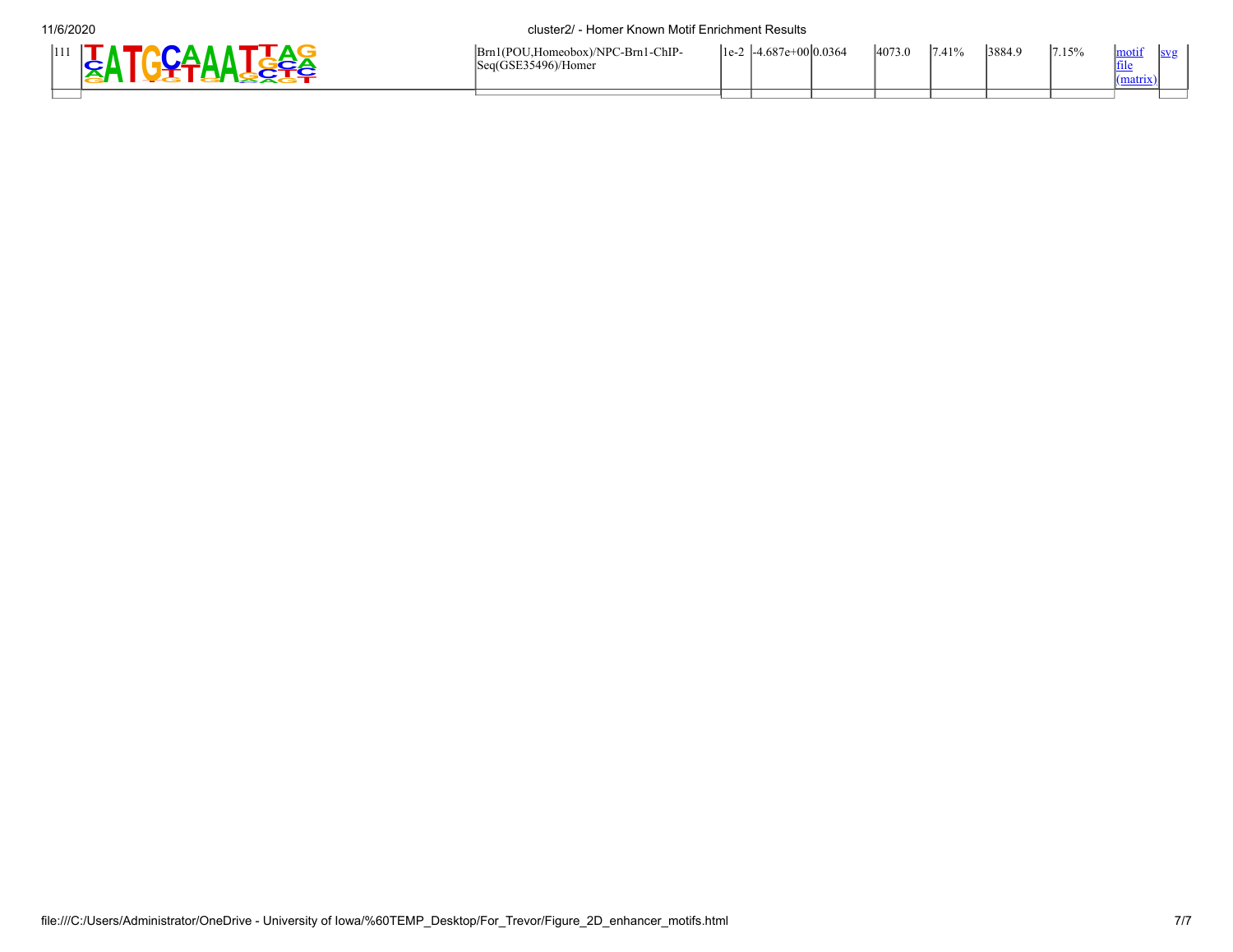| | | | | | | | | | | |
|---|---|---|---|---|---|---|---|---|---|---|
| 111 | | Brn1(POU,Homeobox)/NPC-Brn1-ChIP-Seq(GSE35496)/Homer | 1e-2 | -4.687e+00 | 0.0364 | 4073.0 | 7.41% | 3884.9 | 7.15% | motif file (matrix) | svg |